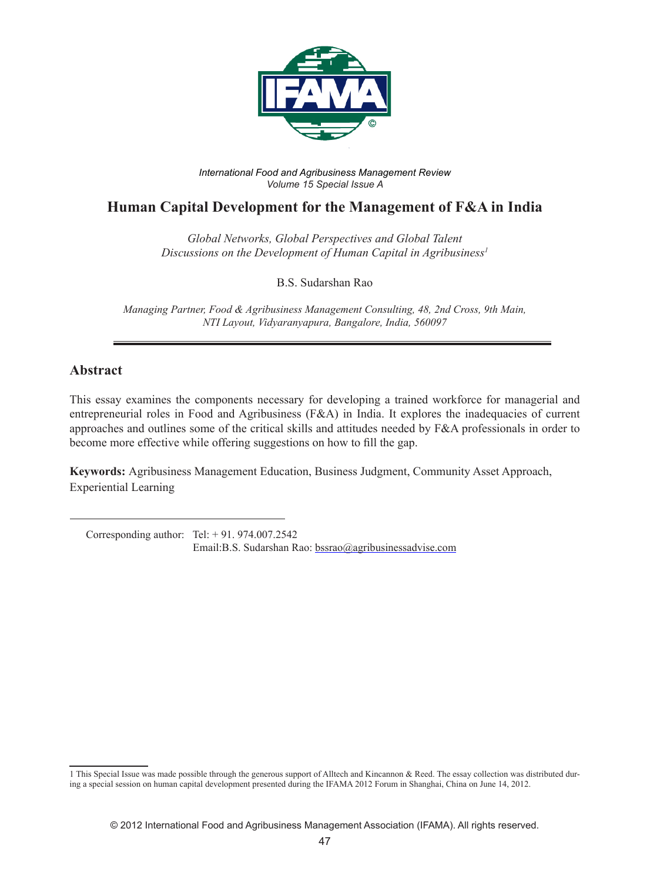*International Food and Agribusiness Management Review*
*Volume 15 Special Issue A*

# Human Capital Development for the Management of F&A in India

*Global Networks, Global Perspectives and Global Talent*
*Discussions on the Development of Human Capital in Agribusiness*[1]

B.S. Sudarshan Rao

*Managing Partner, Food & Agribusiness Management Consulting, 48, 2nd Cross, 9th Main, NTI Layout, Vidyaranyapura, Bangalore, India, 560097*

## Abstract

This essay examines the components necessary for developing a trained workforce for managerial and entrepreneurial roles in Food and Agribusiness (F&A) in India. It explores the inadequacies of current approaches and outlines some of the critical skills and attitudes needed by F&A professionals in order to become more effective while offering suggestions on how to fill the gap.

**Keywords:** Agribusiness Management Education, Business Judgment, Community Asset Approach, Experiential Learning

Corresponding author: Tel: + 91. 974.007.2542
Email:B.S. Sudarshan Rao: bssrao@agribusinessadvise.com

1 This Special Issue was made possible through the generous support of Alltech and Kincannon & Reed. The essay collection was distributed during a special session on human capital development presented during the IFAMA 2012 Forum in Shanghai, China on June 14, 2012.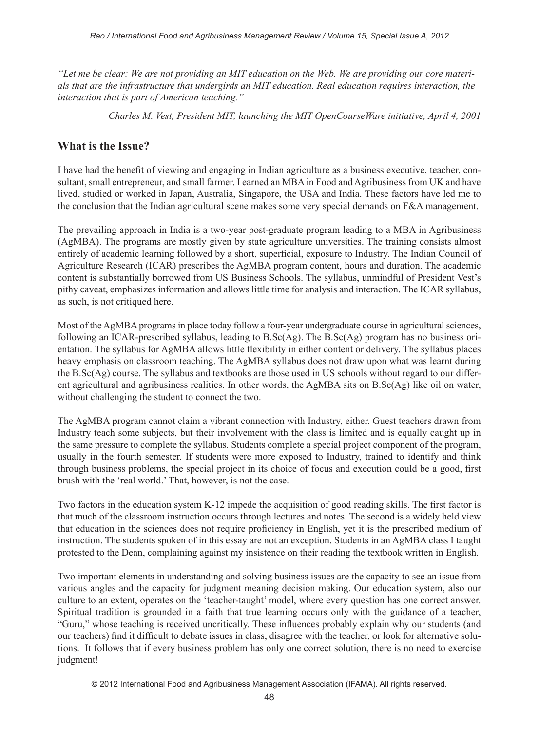*"Let me be clear: We are not providing an MIT education on the Web. We are providing our core materials that are the infrastructure that undergirds an MIT education. Real education requires interaction, the interaction that is part of American teaching."*

*Charles M. Vest, President MIT, launching the MIT OpenCourseWare initiative, April 4, 2001*

## What is the Issue?

I have had the benefit of viewing and engaging in Indian agriculture as a business executive, teacher, consultant, small entrepreneur, and small farmer. I earned an MBA in Food and Agribusiness from UK and have lived, studied or worked in Japan, Australia, Singapore, the USA and India. These factors have led me to the conclusion that the Indian agricultural scene makes some very special demands on F&A management.

The prevailing approach in India is a two-year post-graduate program leading to a MBA in Agribusiness (AgMBA). The programs are mostly given by state agriculture universities. The training consists almost entirely of academic learning followed by a short, superficial, exposure to Industry. The Indian Council of Agriculture Research (ICAR) prescribes the AgMBA program content, hours and duration. The academic content is substantially borrowed from US Business Schools. The syllabus, unmindful of President Vest's pithy caveat, emphasizes information and allows little time for analysis and interaction. The ICAR syllabus, as such, is not critiqued here.

Most of the AgMBA programs in place today follow a four-year undergraduate course in agricultural sciences, following an ICAR-prescribed syllabus, leading to B.Sc(Ag). The B.Sc(Ag) program has no business orientation. The syllabus for AgMBA allows little flexibility in either content or delivery. The syllabus places heavy emphasis on classroom teaching. The AgMBA syllabus does not draw upon what was learnt during the B.Sc(Ag) course. The syllabus and textbooks are those used in US schools without regard to our different agricultural and agribusiness realities. In other words, the AgMBA sits on B.Sc(Ag) like oil on water, without challenging the student to connect the two.

The AgMBA program cannot claim a vibrant connection with Industry, either. Guest teachers drawn from Industry teach some subjects, but their involvement with the class is limited and is equally caught up in the same pressure to complete the syllabus. Students complete a special project component of the program, usually in the fourth semester. If students were more exposed to Industry, trained to identify and think through business problems, the special project in its choice of focus and execution could be a good, first brush with the 'real world.' That, however, is not the case.

Two factors in the education system K-12 impede the acquisition of good reading skills. The first factor is that much of the classroom instruction occurs through lectures and notes. The second is a widely held view that education in the sciences does not require proficiency in English, yet it is the prescribed medium of instruction. The students spoken of in this essay are not an exception. Students in an AgMBA class I taught protested to the Dean, complaining against my insistence on their reading the textbook written in English.

Two important elements in understanding and solving business issues are the capacity to see an issue from various angles and the capacity for judgment meaning decision making. Our education system, also our culture to an extent, operates on the 'teacher-taught' model, where every question has one correct answer. Spiritual tradition is grounded in a faith that true learning occurs only with the guidance of a teacher, "Guru," whose teaching is received uncritically. These influences probably explain why our students (and our teachers) find it difficult to debate issues in class, disagree with the teacher, or look for alternative solutions. It follows that if every business problem has only one correct solution, there is no need to exercise judgment!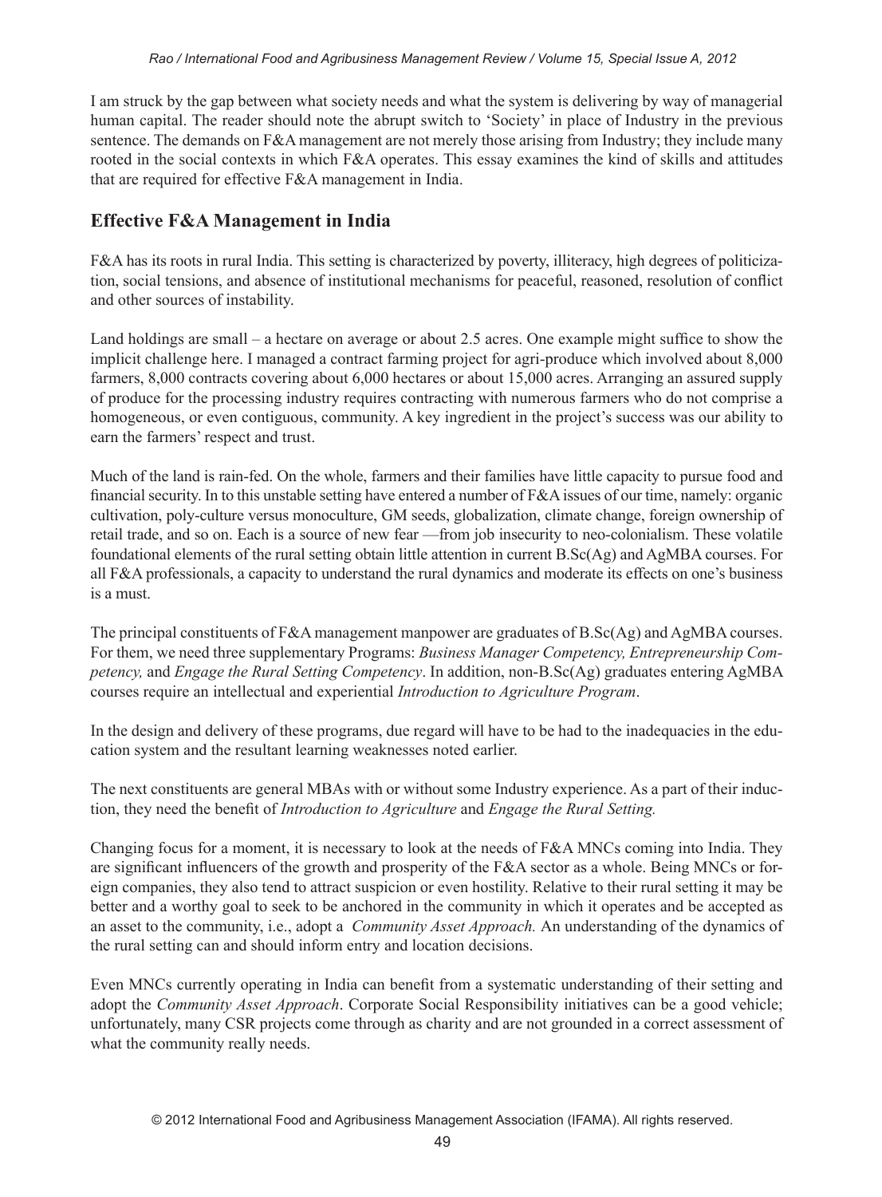I am struck by the gap between what society needs and what the system is delivering by way of managerial human capital. The reader should note the abrupt switch to 'Society' in place of Industry in the previous sentence. The demands on F&A management are not merely those arising from Industry; they include many rooted in the social contexts in which F&A operates. This essay examines the kind of skills and attitudes that are required for effective F&A management in India.

## Effective F&A Management in India

F&A has its roots in rural India. This setting is characterized by poverty, illiteracy, high degrees of politicization, social tensions, and absence of institutional mechanisms for peaceful, reasoned, resolution of conflict and other sources of instability.

Land holdings are small – a hectare on average or about 2.5 acres. One example might suffice to show the implicit challenge here. I managed a contract farming project for agri-produce which involved about 8,000 farmers, 8,000 contracts covering about 6,000 hectares or about 15,000 acres. Arranging an assured supply of produce for the processing industry requires contracting with numerous farmers who do not comprise a homogeneous, or even contiguous, community. A key ingredient in the project's success was our ability to earn the farmers' respect and trust.

Much of the land is rain-fed. On the whole, farmers and their families have little capacity to pursue food and financial security. In to this unstable setting have entered a number of F&A issues of our time, namely: organic cultivation, poly-culture versus monoculture, GM seeds, globalization, climate change, foreign ownership of retail trade, and so on. Each is a source of new fear —from job insecurity to neo-colonialism. These volatile foundational elements of the rural setting obtain little attention in current B.Sc(Ag) and AgMBA courses. For all F&A professionals, a capacity to understand the rural dynamics and moderate its effects on one's business is a must.

The principal constituents of F&A management manpower are graduates of B.Sc(Ag) and AgMBA courses. For them, we need three supplementary Programs: *Business Manager Competency, Entrepreneurship Competency,* and *Engage the Rural Setting Competency*. In addition, non-B.Sc(Ag) graduates entering AgMBA courses require an intellectual and experiential *Introduction to Agriculture Program*.

In the design and delivery of these programs, due regard will have to be had to the inadequacies in the education system and the resultant learning weaknesses noted earlier.

The next constituents are general MBAs with or without some Industry experience. As a part of their induction, they need the benefit of *Introduction to Agriculture* and *Engage the Rural Setting.*

Changing focus for a moment, it is necessary to look at the needs of F&A MNCs coming into India. They are significant influencers of the growth and prosperity of the F&A sector as a whole. Being MNCs or foreign companies, they also tend to attract suspicion or even hostility. Relative to their rural setting it may be better and a worthy goal to seek to be anchored in the community in which it operates and be accepted as an asset to the community, i.e., adopt a *Community Asset Approach.* An understanding of the dynamics of the rural setting can and should inform entry and location decisions.

Even MNCs currently operating in India can benefit from a systematic understanding of their setting and adopt the *Community Asset Approach*. Corporate Social Responsibility initiatives can be a good vehicle; unfortunately, many CSR projects come through as charity and are not grounded in a correct assessment of what the community really needs.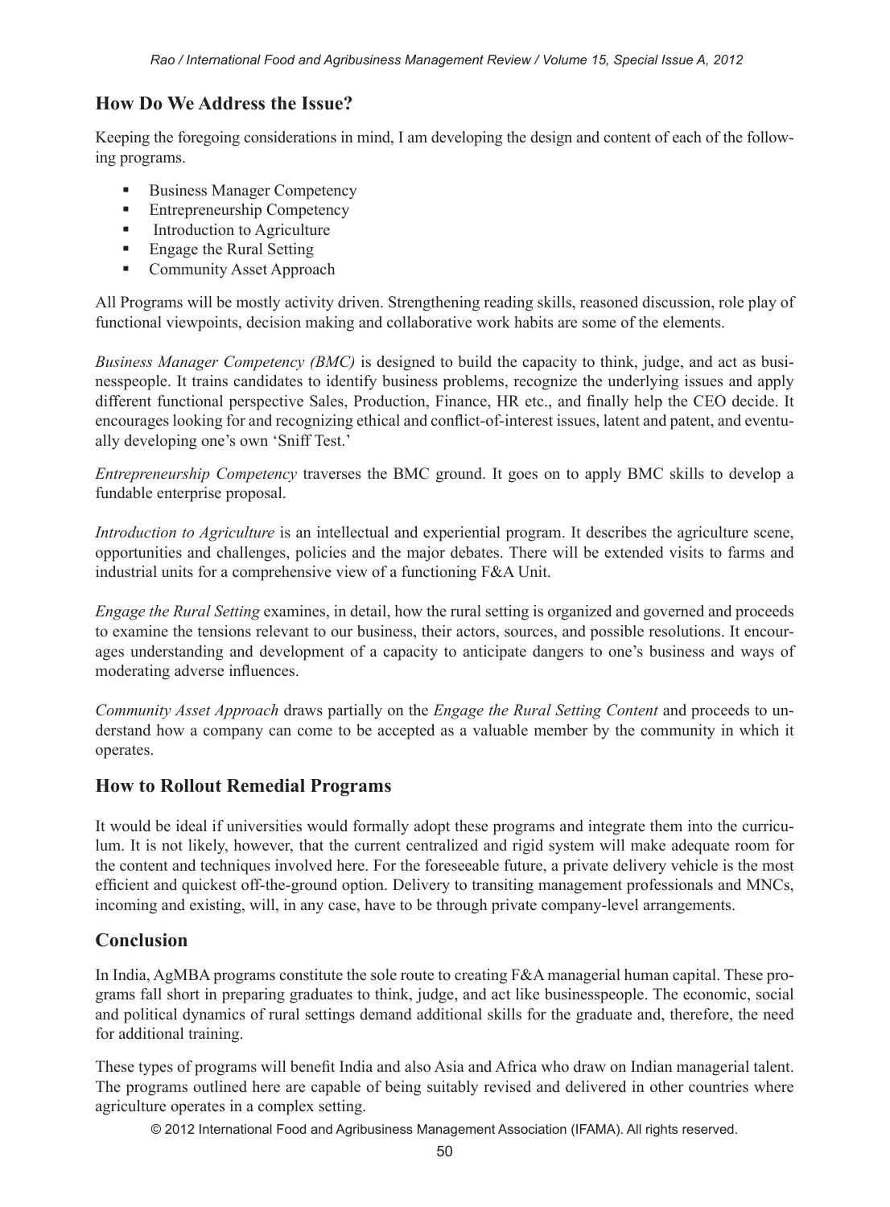## How Do We Address the Issue?

Keeping the foregoing considerations in mind, I am developing the design and content of each of the following programs.

- Business Manager Competency
- Entrepreneurship Competency
- Introduction to Agriculture
- Engage the Rural Setting
- Community Asset Approach

All Programs will be mostly activity driven. Strengthening reading skills, reasoned discussion, role play of functional viewpoints, decision making and collaborative work habits are some of the elements.

*Business Manager Competency (BMC)* is designed to build the capacity to think, judge, and act as businesspeople. It trains candidates to identify business problems, recognize the underlying issues and apply different functional perspective Sales, Production, Finance, HR etc., and finally help the CEO decide. It encourages looking for and recognizing ethical and conflict-of-interest issues, latent and patent, and eventually developing one's own 'Sniff Test.'

*Entrepreneurship Competency* traverses the BMC ground. It goes on to apply BMC skills to develop a fundable enterprise proposal.

*Introduction to Agriculture* is an intellectual and experiential program. It describes the agriculture scene, opportunities and challenges, policies and the major debates. There will be extended visits to farms and industrial units for a comprehensive view of a functioning F&A Unit.

*Engage the Rural Setting* examines, in detail, how the rural setting is organized and governed and proceeds to examine the tensions relevant to our business, their actors, sources, and possible resolutions. It encourages understanding and development of a capacity to anticipate dangers to one's business and ways of moderating adverse influences.

*Community Asset Approach* draws partially on the *Engage the Rural Setting Content* and proceeds to understand how a company can come to be accepted as a valuable member by the community in which it operates.

## How to Rollout Remedial Programs

It would be ideal if universities would formally adopt these programs and integrate them into the curriculum. It is not likely, however, that the current centralized and rigid system will make adequate room for the content and techniques involved here. For the foreseeable future, a private delivery vehicle is the most efficient and quickest off-the-ground option. Delivery to transiting management professionals and MNCs, incoming and existing, will, in any case, have to be through private company-level arrangements.

## Conclusion

In India, AgMBA programs constitute the sole route to creating F&A managerial human capital. These programs fall short in preparing graduates to think, judge, and act like businesspeople. The economic, social and political dynamics of rural settings demand additional skills for the graduate and, therefore, the need for additional training.

These types of programs will benefit India and also Asia and Africa who draw on Indian managerial talent. The programs outlined here are capable of being suitably revised and delivered in other countries where agriculture operates in a complex setting.